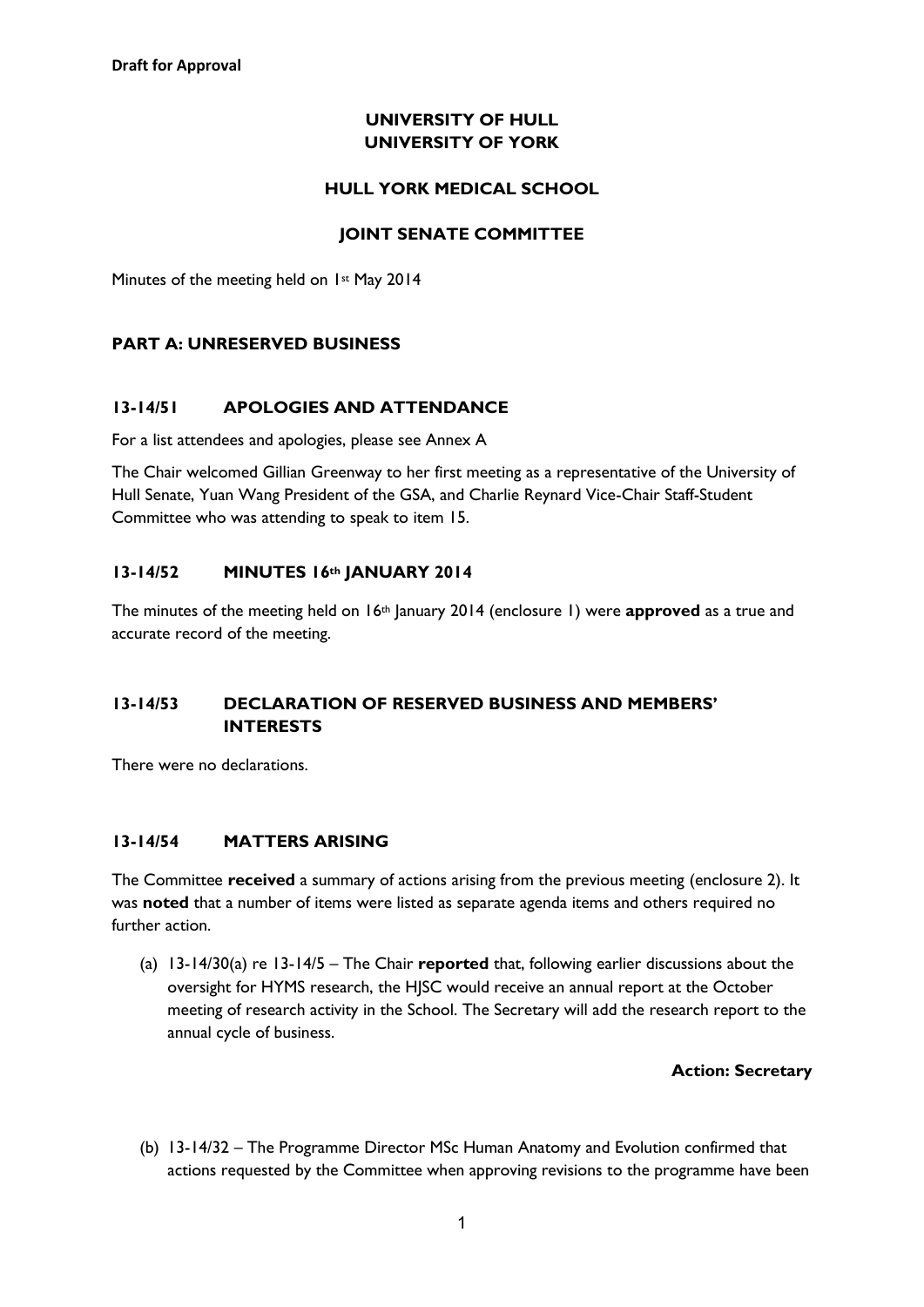**Draft for Approval**

# UNIVERSITY OF HULL
# UNIVERSITY OF YORK

## HULL YORK MEDICAL SCHOOL

## JOINT SENATE COMMITTEE

Minutes of the meeting held on 1st May 2014

### PART A: UNRESERVED BUSINESS

### 13-14/51 APOLOGIES AND ATTENDANCE

For a list attendees and apologies, please see Annex A

The Chair welcomed Gillian Greenway to her first meeting as a representative of the University of Hull Senate, Yuan Wang President of the GSA, and Charlie Reynard Vice-Chair Staff-Student Committee who was attending to speak to item 15.

### 13-14/52 MINUTES 16th JANUARY 2014

The minutes of the meeting held on 16th January 2014 (enclosure 1) were **approved** as a true and accurate record of the meeting.

### 13-14/53 DECLARATION OF RESERVED BUSINESS AND MEMBERS' INTERESTS

There were no declarations.

### 13-14/54 MATTERS ARISING

The Committee **received** a summary of actions arising from the previous meeting (enclosure 2). It was **noted** that a number of items were listed as separate agenda items and others required no further action.

(a) 13-14/30(a) re 13-14/5 – The Chair **reported** that, following earlier discussions about the oversight for HYMS research, the HJSC would receive an annual report at the October meeting of research activity in the School. The Secretary will add the research report to the annual cycle of business.

**Action: Secretary**

(b) 13-14/32 – The Programme Director MSc Human Anatomy and Evolution confirmed that actions requested by the Committee when approving revisions to the programme have been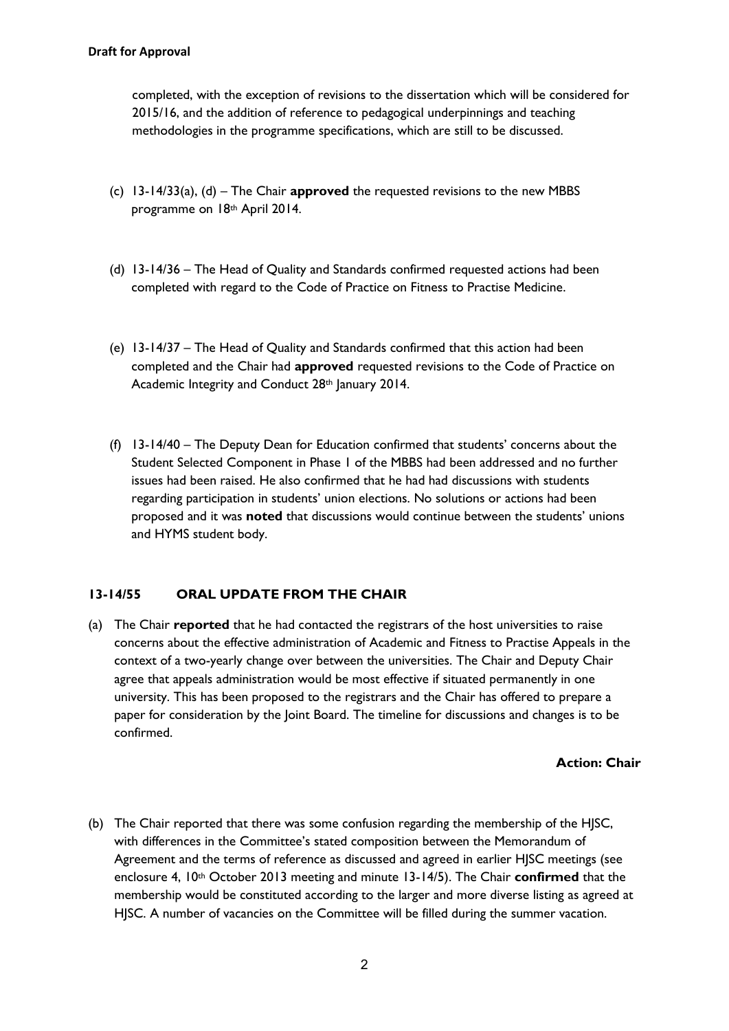completed, with the exception of revisions to the dissertation which will be considered for 2015/16, and the addition of reference to pedagogical underpinnings and teaching methodologies in the programme specifications, which are still to be discussed.

(c) 13-14/33(a), (d) – The Chair **approved** the requested revisions to the new MBBS programme on 18th April 2014.

(d) 13-14/36 – The Head of Quality and Standards confirmed requested actions had been completed with regard to the Code of Practice on Fitness to Practise Medicine.

(e) 13-14/37 – The Head of Quality and Standards confirmed that this action had been completed and the Chair had **approved** requested revisions to the Code of Practice on Academic Integrity and Conduct 28th January 2014.

(f) 13-14/40 – The Deputy Dean for Education confirmed that students' concerns about the Student Selected Component in Phase 1 of the MBBS had been addressed and no further issues had been raised. He also confirmed that he had had discussions with students regarding participation in students' union elections. No solutions or actions had been proposed and it was **noted** that discussions would continue between the students' unions and HYMS student body.

## 13-14/55 ORAL UPDATE FROM THE CHAIR

(a) The Chair **reported** that he had contacted the registrars of the host universities to raise concerns about the effective administration of Academic and Fitness to Practise Appeals in the context of a two-yearly change over between the universities. The Chair and Deputy Chair agree that appeals administration would be most effective if situated permanently in one university. This has been proposed to the registrars and the Chair has offered to prepare a paper for consideration by the Joint Board. The timeline for discussions and changes is to be confirmed.

**Action: Chair**

(b) The Chair reported that there was some confusion regarding the membership of the HJSC, with differences in the Committee's stated composition between the Memorandum of Agreement and the terms of reference as discussed and agreed in earlier HJSC meetings (see enclosure 4, 10th October 2013 meeting and minute 13-14/5). The Chair **confirmed** that the membership would be constituted according to the larger and more diverse listing as agreed at HJSC. A number of vacancies on the Committee will be filled during the summer vacation.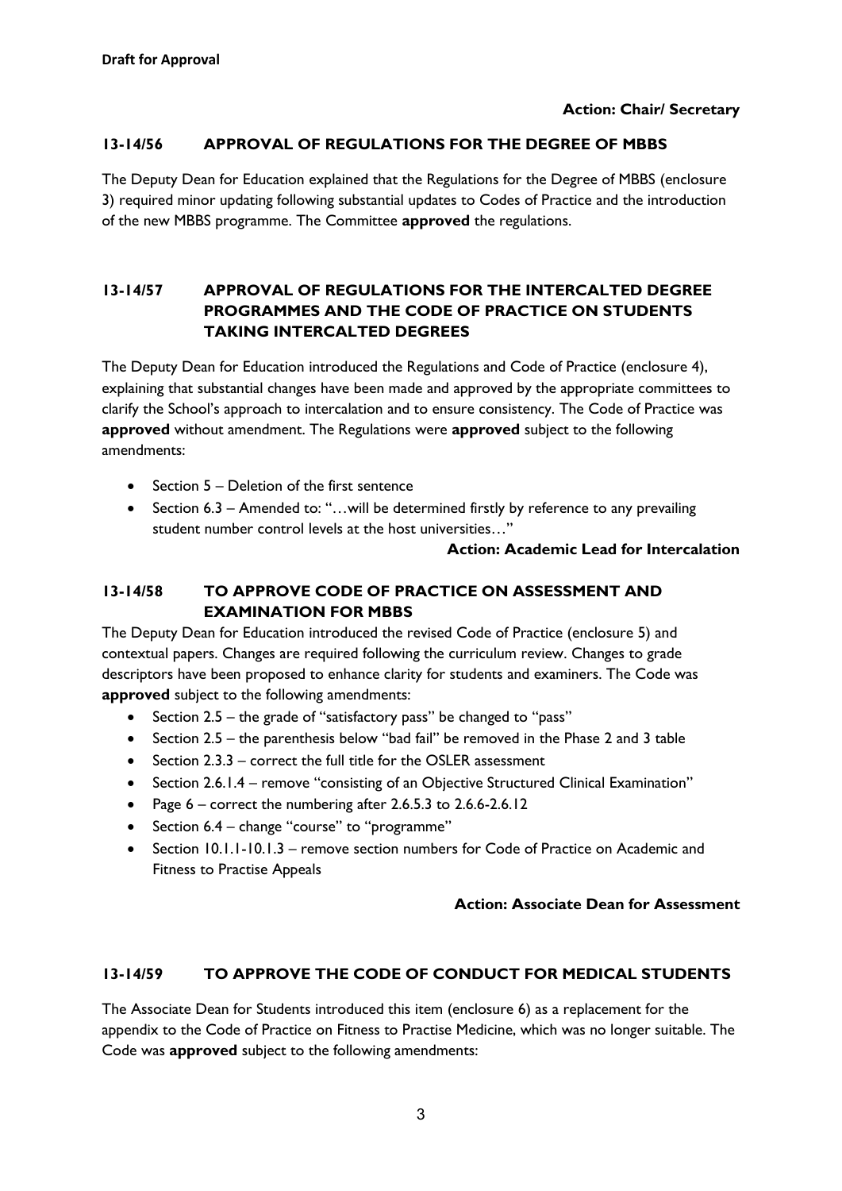**Draft for Approval**

**Action: Chair/ Secretary**

## 13-14/56 APPROVAL OF REGULATIONS FOR THE DEGREE OF MBBS

The Deputy Dean for Education explained that the Regulations for the Degree of MBBS (enclosure 3) required minor updating following substantial updates to Codes of Practice and the introduction of the new MBBS programme. The Committee **approved** the regulations.

## 13-14/57 APPROVAL OF REGULATIONS FOR THE INTERCALTED DEGREE PROGRAMMES AND THE CODE OF PRACTICE ON STUDENTS TAKING INTERCALTED DEGREES

The Deputy Dean for Education introduced the Regulations and Code of Practice (enclosure 4), explaining that substantial changes have been made and approved by the appropriate committees to clarify the School's approach to intercalation and to ensure consistency. The Code of Practice was **approved** without amendment. The Regulations were **approved** subject to the following amendments:

- Section 5 – Deletion of the first sentence
- Section 6.3 – Amended to: "…will be determined firstly by reference to any prevailing student number control levels at the host universities…"

**Action: Academic Lead for Intercalation**

## 13-14/58 TO APPROVE CODE OF PRACTICE ON ASSESSMENT AND EXAMINATION FOR MBBS

The Deputy Dean for Education introduced the revised Code of Practice (enclosure 5) and contextual papers. Changes are required following the curriculum review. Changes to grade descriptors have been proposed to enhance clarity for students and examiners. The Code was **approved** subject to the following amendments:

- Section 2.5 – the grade of "satisfactory pass" be changed to "pass"
- Section 2.5 – the parenthesis below "bad fail" be removed in the Phase 2 and 3 table
- Section 2.3.3 – correct the full title for the OSLER assessment
- Section 2.6.1.4 – remove "consisting of an Objective Structured Clinical Examination"
- Page 6 – correct the numbering after 2.6.5.3 to 2.6.6-2.6.12
- Section 6.4 – change "course" to "programme"
- Section 10.1.1-10.1.3 – remove section numbers for Code of Practice on Academic and Fitness to Practise Appeals

**Action: Associate Dean for Assessment**

## 13-14/59 TO APPROVE THE CODE OF CONDUCT FOR MEDICAL STUDENTS

The Associate Dean for Students introduced this item (enclosure 6) as a replacement for the appendix to the Code of Practice on Fitness to Practise Medicine, which was no longer suitable. The Code was **approved** subject to the following amendments: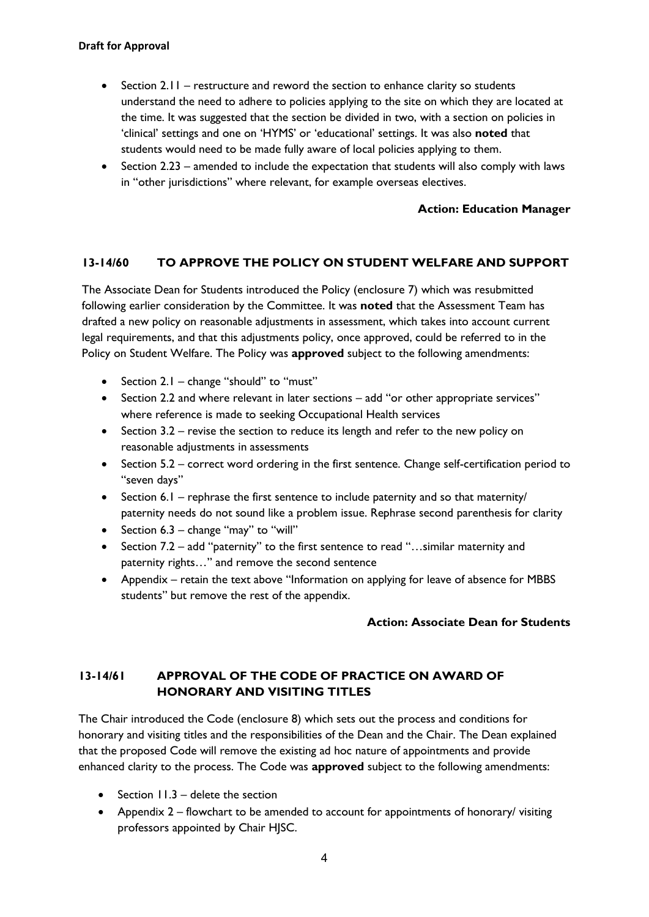- Section 2.11 – restructure and reword the section to enhance clarity so students understand the need to adhere to policies applying to the site on which they are located at the time. It was suggested that the section be divided in two, with a section on policies in 'clinical' settings and one on 'HYMS' or 'educational' settings. It was also **noted** that students would need to be made fully aware of local policies applying to them.
- Section 2.23 – amended to include the expectation that students will also comply with laws in "other jurisdictions" where relevant, for example overseas electives.

**Action: Education Manager**

## 13-14/60 TO APPROVE THE POLICY ON STUDENT WELFARE AND SUPPORT

The Associate Dean for Students introduced the Policy (enclosure 7) which was resubmitted following earlier consideration by the Committee. It was **noted** that the Assessment Team has drafted a new policy on reasonable adjustments in assessment, which takes into account current legal requirements, and that this adjustments policy, once approved, could be referred to in the Policy on Student Welfare. The Policy was **approved** subject to the following amendments:

- Section 2.1 – change "should" to "must"
- Section 2.2 and where relevant in later sections – add "or other appropriate services" where reference is made to seeking Occupational Health services
- Section 3.2 – revise the section to reduce its length and refer to the new policy on reasonable adjustments in assessments
- Section 5.2 – correct word ordering in the first sentence. Change self-certification period to "seven days"
- Section 6.1 – rephrase the first sentence to include paternity and so that maternity/ paternity needs do not sound like a problem issue. Rephrase second parenthesis for clarity
- Section 6.3 – change "may" to "will"
- Section 7.2 – add "paternity" to the first sentence to read "…similar maternity and paternity rights…" and remove the second sentence
- Appendix – retain the text above "Information on applying for leave of absence for MBBS students" but remove the rest of the appendix.

**Action: Associate Dean for Students**

## 13-14/61 APPROVAL OF THE CODE OF PRACTICE ON AWARD OF HONORARY AND VISITING TITLES

The Chair introduced the Code (enclosure 8) which sets out the process and conditions for honorary and visiting titles and the responsibilities of the Dean and the Chair. The Dean explained that the proposed Code will remove the existing ad hoc nature of appointments and provide enhanced clarity to the process. The Code was **approved** subject to the following amendments:

- Section 11.3 – delete the section
- Appendix 2 – flowchart to be amended to account for appointments of honorary/ visiting professors appointed by Chair HJSC.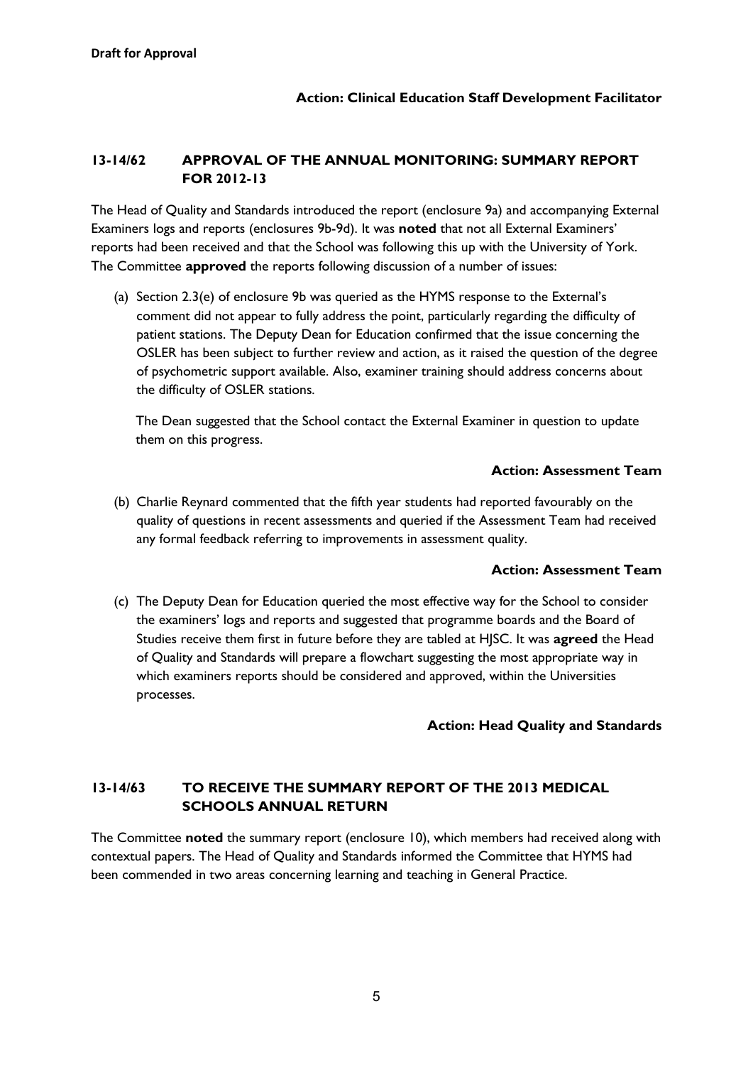**Draft for Approval**

**Action: Clinical Education Staff Development Facilitator**

## 13-14/62 APPROVAL OF THE ANNUAL MONITORING: SUMMARY REPORT FOR 2012-13

The Head of Quality and Standards introduced the report (enclosure 9a) and accompanying External Examiners logs and reports (enclosures 9b-9d). It was **noted** that not all External Examiners' reports had been received and that the School was following this up with the University of York. The Committee **approved** the reports following discussion of a number of issues:

(a) Section 2.3(e) of enclosure 9b was queried as the HYMS response to the External's comment did not appear to fully address the point, particularly regarding the difficulty of patient stations. The Deputy Dean for Education confirmed that the issue concerning the OSLER has been subject to further review and action, as it raised the question of the degree of psychometric support available. Also, examiner training should address concerns about the difficulty of OSLER stations.

The Dean suggested that the School contact the External Examiner in question to update them on this progress.

**Action: Assessment Team**

(b) Charlie Reynard commented that the fifth year students had reported favourably on the quality of questions in recent assessments and queried if the Assessment Team had received any formal feedback referring to improvements in assessment quality.

**Action: Assessment Team**

(c) The Deputy Dean for Education queried the most effective way for the School to consider the examiners' logs and reports and suggested that programme boards and the Board of Studies receive them first in future before they are tabled at HJSC. It was **agreed** the Head of Quality and Standards will prepare a flowchart suggesting the most appropriate way in which examiners reports should be considered and approved, within the Universities processes.

**Action: Head Quality and Standards**

## 13-14/63 TO RECEIVE THE SUMMARY REPORT OF THE 2013 MEDICAL SCHOOLS ANNUAL RETURN

The Committee **noted** the summary report (enclosure 10), which members had received along with contextual papers. The Head of Quality and Standards informed the Committee that HYMS had been commended in two areas concerning learning and teaching in General Practice.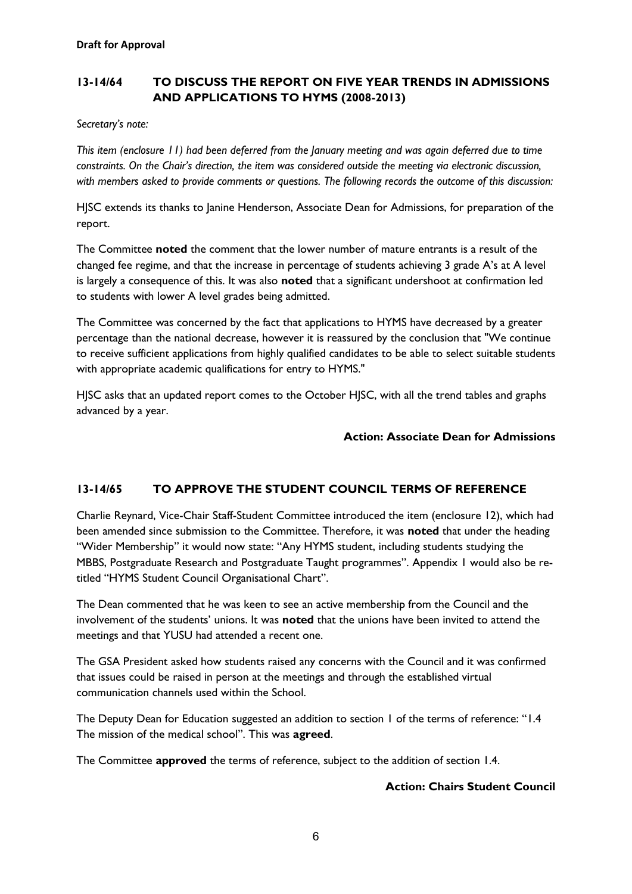**Draft for Approval**

## 13-14/64 TO DISCUSS THE REPORT ON FIVE YEAR TRENDS IN ADMISSIONS AND APPLICATIONS TO HYMS (2008-2013)

*Secretary's note:*

*This item (enclosure 11) had been deferred from the January meeting and was again deferred due to time constraints. On the Chair's direction, the item was considered outside the meeting via electronic discussion, with members asked to provide comments or questions. The following records the outcome of this discussion:*

HJSC extends its thanks to Janine Henderson, Associate Dean for Admissions, for preparation of the report.

The Committee **noted** the comment that the lower number of mature entrants is a result of the changed fee regime, and that the increase in percentage of students achieving 3 grade A's at A level is largely a consequence of this. It was also **noted** that a significant undershoot at confirmation led to students with lower A level grades being admitted.

The Committee was concerned by the fact that applications to HYMS have decreased by a greater percentage than the national decrease, however it is reassured by the conclusion that "We continue to receive sufficient applications from highly qualified candidates to be able to select suitable students with appropriate academic qualifications for entry to HYMS."

HJSC asks that an updated report comes to the October HJSC, with all the trend tables and graphs advanced by a year.

**Action: Associate Dean for Admissions**

## 13-14/65 TO APPROVE THE STUDENT COUNCIL TERMS OF REFERENCE

Charlie Reynard, Vice-Chair Staff-Student Committee introduced the item (enclosure 12), which had been amended since submission to the Committee. Therefore, it was **noted** that under the heading "Wider Membership" it would now state: "Any HYMS student, including students studying the MBBS, Postgraduate Research and Postgraduate Taught programmes". Appendix 1 would also be re-titled "HYMS Student Council Organisational Chart".

The Dean commented that he was keen to see an active membership from the Council and the involvement of the students' unions. It was **noted** that the unions have been invited to attend the meetings and that YUSU had attended a recent one.

The GSA President asked how students raised any concerns with the Council and it was confirmed that issues could be raised in person at the meetings and through the established virtual communication channels used within the School.

The Deputy Dean for Education suggested an addition to section 1 of the terms of reference: "1.4 The mission of the medical school". This was **agreed**.

The Committee **approved** the terms of reference, subject to the addition of section 1.4.

**Action: Chairs Student Council**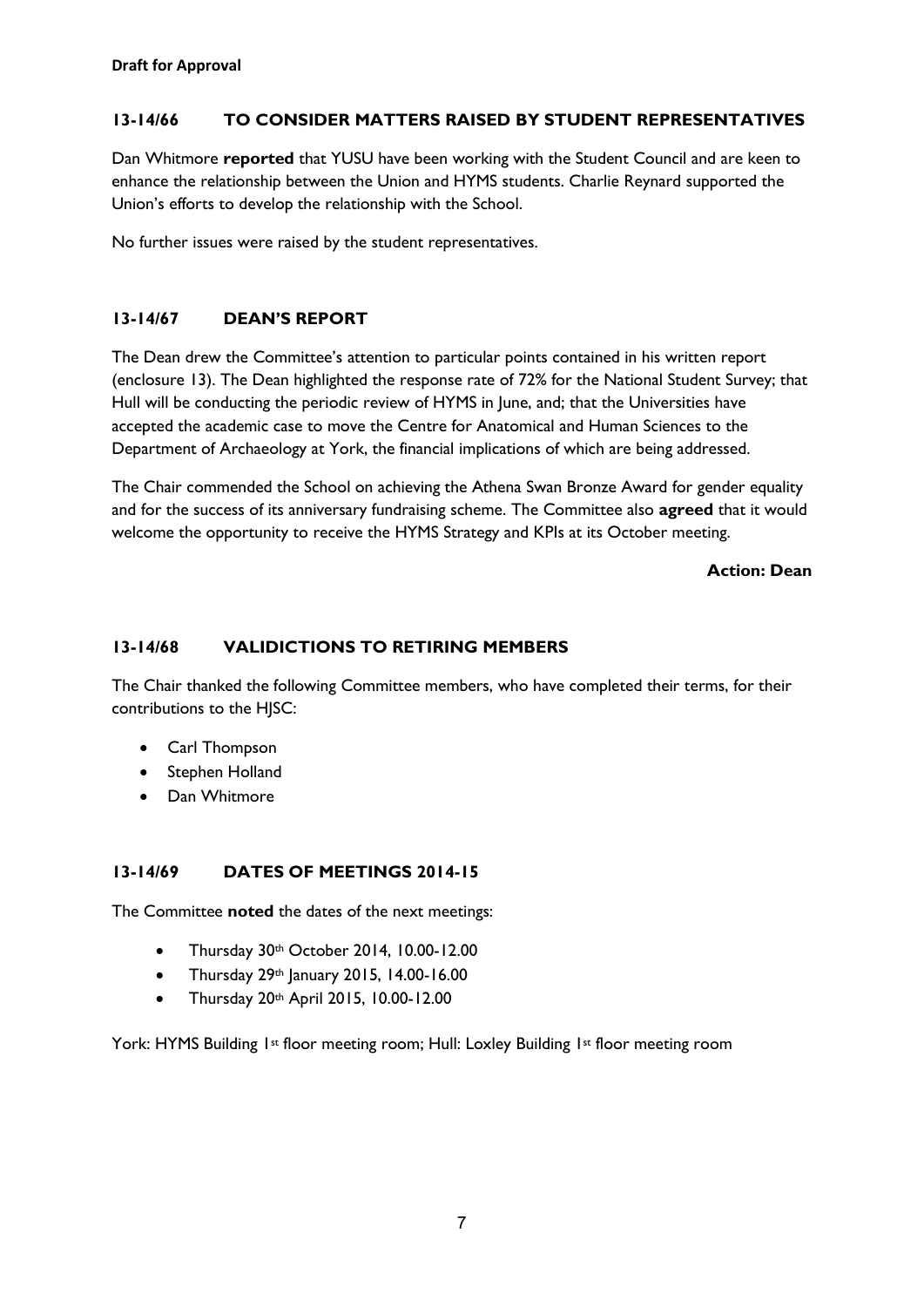**Draft for Approval**

## 13-14/66 TO CONSIDER MATTERS RAISED BY STUDENT REPRESENTATIVES

Dan Whitmore **reported** that YUSU have been working with the Student Council and are keen to enhance the relationship between the Union and HYMS students. Charlie Reynard supported the Union's efforts to develop the relationship with the School.

No further issues were raised by the student representatives.

## 13-14/67 DEAN'S REPORT

The Dean drew the Committee's attention to particular points contained in his written report (enclosure 13). The Dean highlighted the response rate of 72% for the National Student Survey; that Hull will be conducting the periodic review of HYMS in June, and; that the Universities have accepted the academic case to move the Centre for Anatomical and Human Sciences to the Department of Archaeology at York, the financial implications of which are being addressed.

The Chair commended the School on achieving the Athena Swan Bronze Award for gender equality and for the success of its anniversary fundraising scheme. The Committee also **agreed** that it would welcome the opportunity to receive the HYMS Strategy and KPIs at its October meeting.

**Action: Dean**

## 13-14/68 VALIDICTIONS TO RETIRING MEMBERS

The Chair thanked the following Committee members, who have completed their terms, for their contributions to the HJSC:

- Carl Thompson
- Stephen Holland
- Dan Whitmore

## 13-14/69 DATES OF MEETINGS 2014-15

The Committee **noted** the dates of the next meetings:

- Thursday 30th October 2014, 10.00-12.00
- Thursday 29th January 2015, 14.00-16.00
- Thursday 20th April 2015, 10.00-12.00

York: HYMS Building 1st floor meeting room; Hull: Loxley Building 1st floor meeting room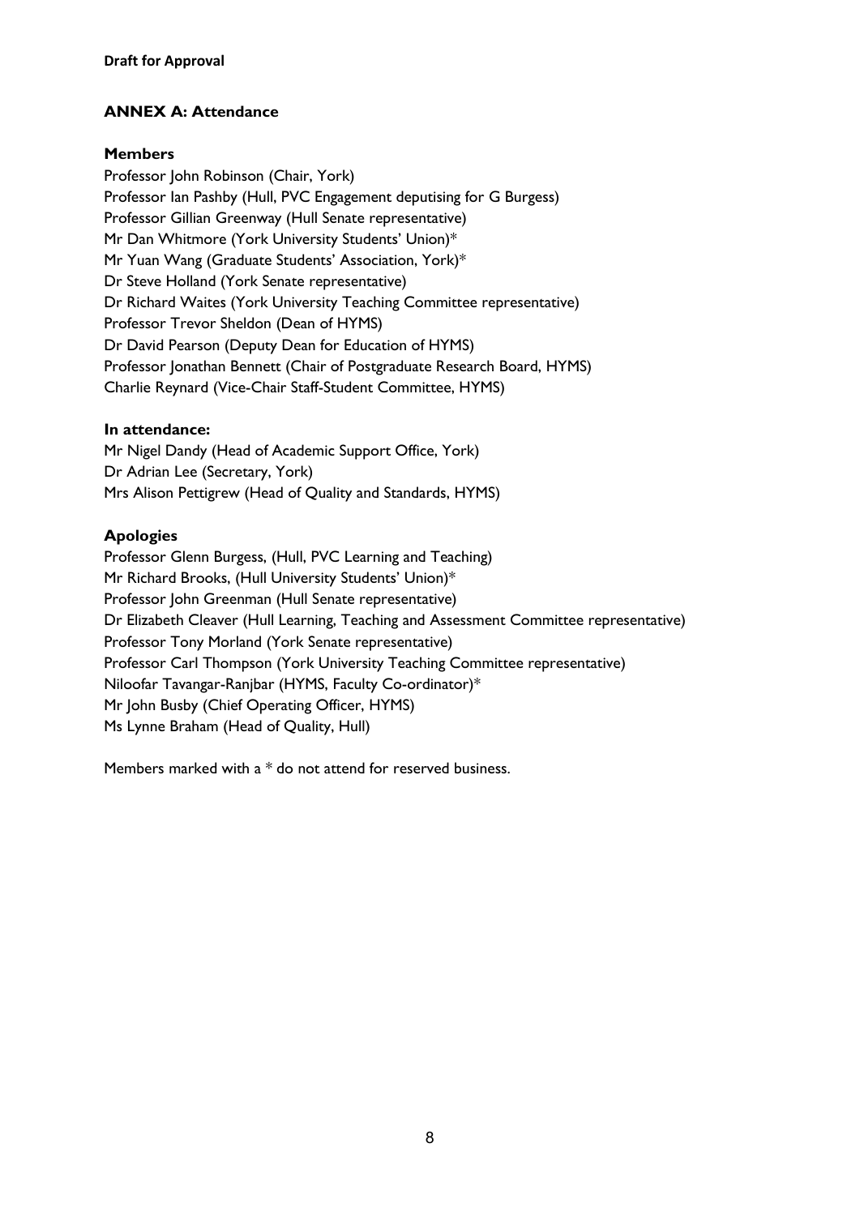**Draft for Approval**

## ANNEX A: Attendance

### Members

Professor John Robinson (Chair, York)
Professor Ian Pashby (Hull, PVC Engagement deputising for G Burgess)
Professor Gillian Greenway (Hull Senate representative)
Mr Dan Whitmore (York University Students' Union)*
Mr Yuan Wang (Graduate Students' Association, York)*
Dr Steve Holland (York Senate representative)
Dr Richard Waites (York University Teaching Committee representative)
Professor Trevor Sheldon (Dean of HYMS)
Dr David Pearson (Deputy Dean for Education of HYMS)
Professor Jonathan Bennett (Chair of Postgraduate Research Board, HYMS)
Charlie Reynard (Vice-Chair Staff-Student Committee, HYMS)

### In attendance:

Mr Nigel Dandy (Head of Academic Support Office, York)
Dr Adrian Lee (Secretary, York)
Mrs Alison Pettigrew (Head of Quality and Standards, HYMS)

### Apologies

Professor Glenn Burgess, (Hull, PVC Learning and Teaching)
Mr Richard Brooks, (Hull University Students' Union)*
Professor John Greenman (Hull Senate representative)
Dr Elizabeth Cleaver (Hull Learning, Teaching and Assessment Committee representative)
Professor Tony Morland (York Senate representative)
Professor Carl Thompson (York University Teaching Committee representative)
Niloofar Tavangar-Ranjbar (HYMS, Faculty Co-ordinator)*
Mr John Busby (Chief Operating Officer, HYMS)
Ms Lynne Braham (Head of Quality, Hull)

Members marked with a * do not attend for reserved business.